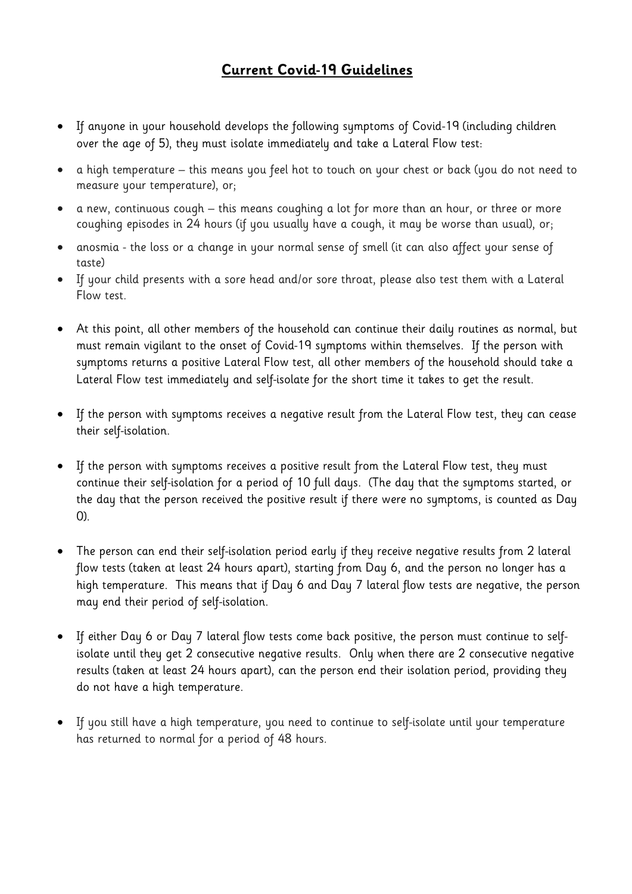# **Current Covid-19 Guidelines**

- If anyone in your household develops the following symptoms of Covid-19 (including children over the age of 5), they must isolate immediately and take a Lateral Flow test:
- a high temperature – this means you feel hot to touch on your chest or back (you do not need to measure your temperature), or;
- a new, continuous cough – this means coughing a lot for more than an hour, or three or more coughing episodes in 24 hours (if you usually have a cough, it may be worse than usual), or;
- anosmia - the loss or a change in your normal sense of smell (it can also affect your sense of taste)
- If your child presents with a sore head and/or sore throat, please also test them with a Lateral Flow test.
- At this point, all other members of the household can continue their daily routines as normal, but must remain vigilant to the onset of Covid-19 symptoms within themselves. If the person with symptoms returns a positive Lateral Flow test, all other members of the household should take a Lateral Flow test immediately and self-isolate for the short time it takes to get the result.
- If the person with symptoms receives a negative result from the Lateral Flow test, they can cease their self-isolation.
- If the person with symptoms receives a positive result from the Lateral Flow test, they must continue their self-isolation for a period of 10 full days. (The day that the symptoms started, or the day that the person received the positive result if there were no symptoms, is counted as Day 0).
- The person can end their self-isolation period early if they receive negative results from 2 lateral flow tests (taken at least 24 hours apart), starting from Day 6, and the person no longer has a high temperature. This means that if Day 6 and Day 7 lateral flow tests are negative, the person may end their period of self-isolation.
- If either Day 6 or Day 7 lateral flow tests come back positive, the person must continue to self-isolate until they get 2 consecutive negative results. Only when there are 2 consecutive negative results (taken at least 24 hours apart), can the person end their isolation period, providing they do not have a high temperature.
- If you still have a high temperature, you need to continue to self-isolate until your temperature has returned to normal for a period of 48 hours.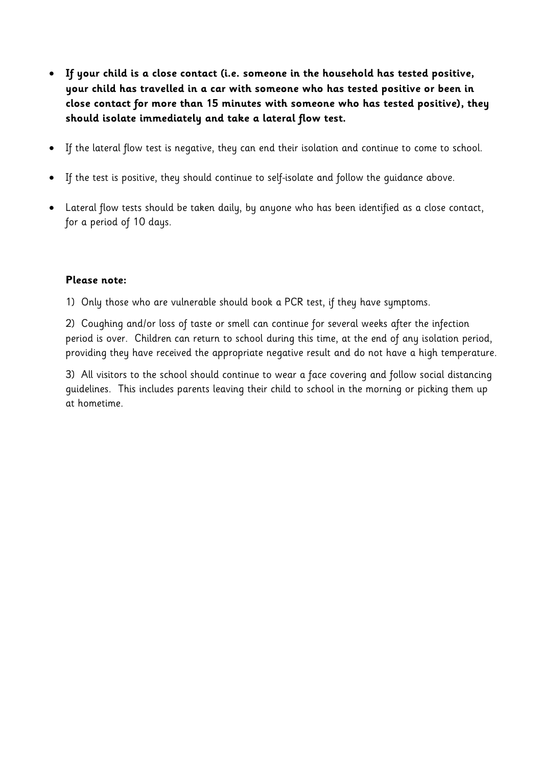- **If your child is a close contact (i.e. someone in the household has tested positive, your child has travelled in a car with someone who has tested positive or been in close contact for more than 15 minutes with someone who has tested positive), they should isolate immediately and take a lateral flow test.**
- If the lateral flow test is negative, they can end their isolation and continue to come to school.
- If the test is positive, they should continue to self-isolate and follow the guidance above.
- Lateral flow tests should be taken daily, by anyone who has been identified as a close contact, for a period of 10 days.

**Please note:**

1) Only those who are vulnerable should book a PCR test, if they have symptoms.

2) Coughing and/or loss of taste or smell can continue for several weeks after the infection period is over. Children can return to school during this time, at the end of any isolation period, providing they have received the appropriate negative result and do not have a high temperature.

3) All visitors to the school should continue to wear a face covering and follow social distancing guidelines. This includes parents leaving their child to school in the morning or picking them up at hometime.